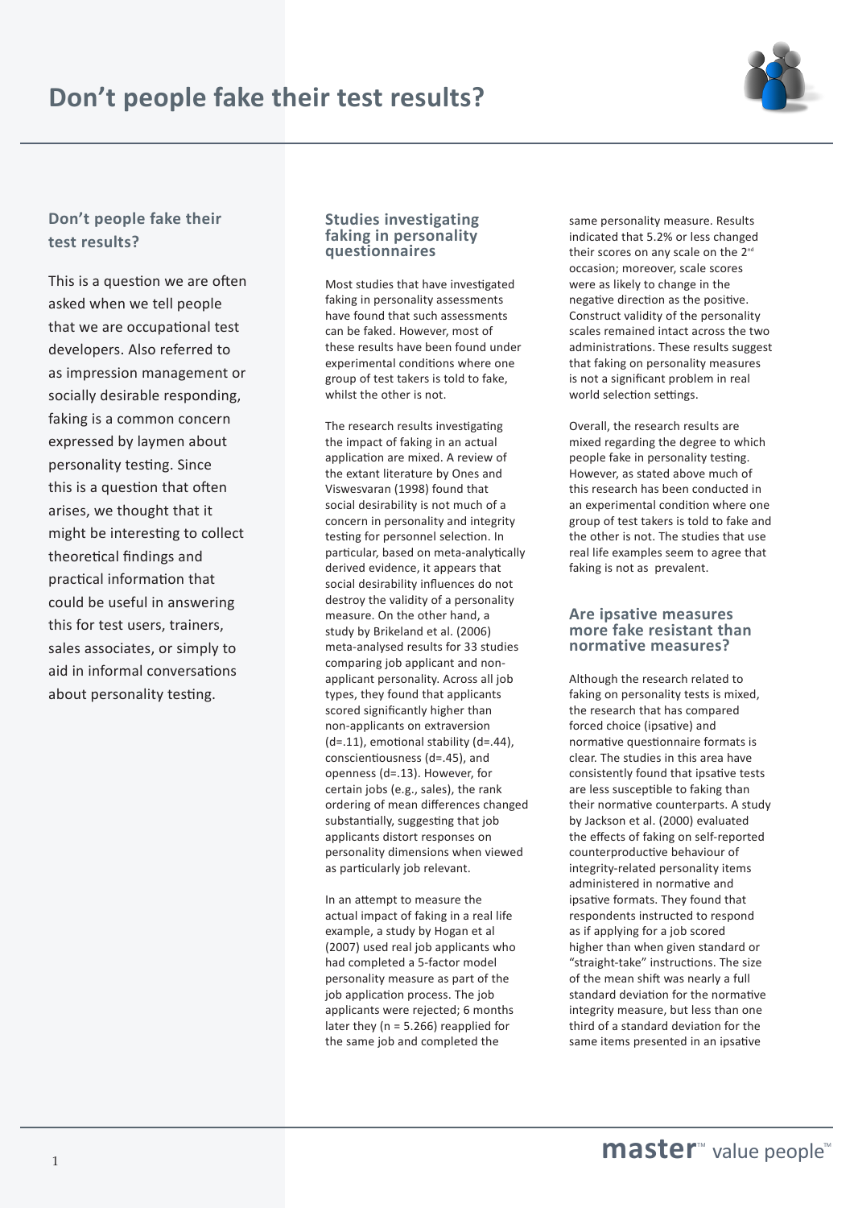# Don't people fake their test results?

## Don't people fake their test results?

This is a question we are often asked when we tell people that we are occupational test developers. Also referred to as impression management or socially desirable responding, faking is a common concern expressed by laymen about personality testing. Since this is a question that often arises, we thought that it might be interesting to collect theoretical findings and practical information that could be useful in answering this for test users, trainers, sales associates, or simply to aid in informal conversations about personality testing.

## Studies investigating faking in personality questionnaires

Most studies that have investigated faking in personality assessments have found that such assessments can be faked. However, most of these results have been found under experimental conditions where one group of test takers is told to fake, whilst the other is not.

The research results investigating the impact of faking in an actual application are mixed. A review of the extant literature by Ones and Viswesvaran (1998) found that social desirability is not much of a concern in personality and integrity testing for personnel selection. In particular, based on meta-analytically derived evidence, it appears that social desirability influences do not destroy the validity of a personality measure. On the other hand, a study by Brikeland et al. (2006) meta-analysed results for 33 studies comparing job applicant and non-applicant personality. Across all job types, they found that applicants scored significantly higher than non-applicants on extraversion (d=.11), emotional stability (d=.44), conscientiousness (d=.45), and openness (d=.13). However, for certain jobs (e.g., sales), the rank ordering of mean differences changed substantially, suggesting that job applicants distort responses on personality dimensions when viewed as particularly job relevant.

In an attempt to measure the actual impact of faking in a real life example, a study by Hogan et al (2007) used real job applicants who had completed a 5-factor model personality measure as part of the job application process. The job applicants were rejected; 6 months later they (n = 5.266) reapplied for the same job and completed the same personality measure. Results indicated that 5.2% or less changed their scores on any scale on the 2nd occasion; moreover, scale scores were as likely to change in the negative direction as the positive. Construct validity of the personality scales remained intact across the two administrations. These results suggest that faking on personality measures is not a significant problem in real world selection settings.

Overall, the research results are mixed regarding the degree to which people fake in personality testing. However, as stated above much of this research has been conducted in an experimental condition where one group of test takers is told to fake and the other is not. The studies that use real life examples seem to agree that faking is not as prevalent.

## Are ipsative measures more fake resistant than normative measures?

Although the research related to faking on personality tests is mixed, the research that has compared forced choice (ipsative) and normative questionnaire formats is clear. The studies in this area have consistently found that ipsative tests are less susceptible to faking than their normative counterparts. A study by Jackson et al. (2000) evaluated the effects of faking on self-reported counterproductive behaviour of integrity-related personality items administered in normative and ipsative formats. They found that respondents instructed to respond as if applying for a job scored higher than when given standard or "straight-take" instructions. The size of the mean shift was nearly a full standard deviation for the normative integrity measure, but less than one third of a standard deviation for the same items presented in an ipsative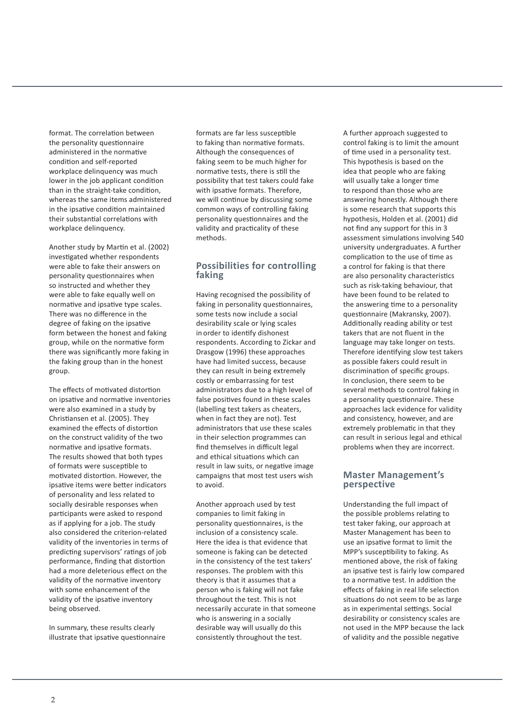format. The correlation between the personality questionnaire administered in the normative condition and self-reported workplace delinquency was much lower in the job applicant condition than in the straight-take condition, whereas the same items administered in the ipsative condition maintained their substantial correlations with workplace delinquency.

Another study by Martin et al. (2002) investigated whether respondents were able to fake their answers on personality questionnaires when so instructed and whether they were able to fake equally well on normative and ipsative type scales. There was no difference in the degree of faking on the ipsative form between the honest and faking group, while on the normative form there was significantly more faking in the faking group than in the honest group.

The effects of motivated distortion on ipsative and normative inventories were also examined in a study by Christiansen et al. (2005). They examined the effects of distortion on the construct validity of the two normative and ipsative formats. The results showed that both types of formats were susceptible to motivated distortion. However, the ipsative items were better indicators of personality and less related to socially desirable responses when participants were asked to respond as if applying for a job. The study also considered the criterion-related validity of the inventories in terms of predicting supervisors' ratings of job performance, finding that distortion had a more deleterious effect on the validity of the normative inventory with some enhancement of the validity of the ipsative inventory being observed.

In summary, these results clearly illustrate that ipsative questionnaire formats are far less susceptible to faking than normative formats. Although the consequences of faking seem to be much higher for normative tests, there is still the possibility that test takers could fake with ipsative formats. Therefore, we will continue by discussing some common ways of controlling faking personality questionnaires and the validity and practicality of these methods.

## Possibilities for controlling faking

Having recognised the possibility of faking in personality questionnaires, some tests now include a social desirability scale or lying scales in order to identify dishonest respondents. According to Zickar and Drasgow (1996) these approaches have had limited success, because they can result in being extremely costly or embarrassing for test administrators due to a high level of false positives found in these scales (labelling test takers as cheaters, when in fact they are not). Test administrators that use these scales in their selection programmes can find themselves in difficult legal and ethical situations which can result in law suits, or negative image campaigns that most test users wish to avoid.

Another approach used by test companies to limit faking in personality questionnaires, is the inclusion of a consistency scale. Here the idea is that evidence that someone is faking can be detected in the consistency of the test takers' responses. The problem with this theory is that it assumes that a person who is faking will not fake throughout the test. This is not necessarily accurate in that someone who is answering in a socially desirable way will usually do this consistently throughout the test.

A further approach suggested to control faking is to limit the amount of time used in a personality test. This hypothesis is based on the idea that people who are faking will usually take a longer time to respond than those who are answering honestly. Although there is some research that supports this hypothesis, Holden et al. (2001) did not find any support for this in 3 assessment simulations involving 540 university undergraduates. A further complication to the use of time as a control for faking is that there are also personality characteristics such as risk-taking behaviour, that have been found to be related to the answering time to a personality questionnaire (Makransky, 2007). Additionally reading ability or test takers that are not fluent in the language may take longer on tests. Therefore identifying slow test takers as possible fakers could result in discrimination of specific groups. In conclusion, there seem to be several methods to control faking in a personality questionnaire. These approaches lack evidence for validity and consistency, however, and are extremely problematic in that they can result in serious legal and ethical problems when they are incorrect.

## Master Management's perspective

Understanding the full impact of the possible problems relating to test taker faking, our approach at Master Management has been to use an ipsative format to limit the MPP's susceptibility to faking. As mentioned above, the risk of faking an ipsative test is fairly low compared to a normative test. In addition the effects of faking in real life selection situations do not seem to be as large as in experimental settings. Social desirability or consistency scales are not used in the MPP because the lack of validity and the possible negative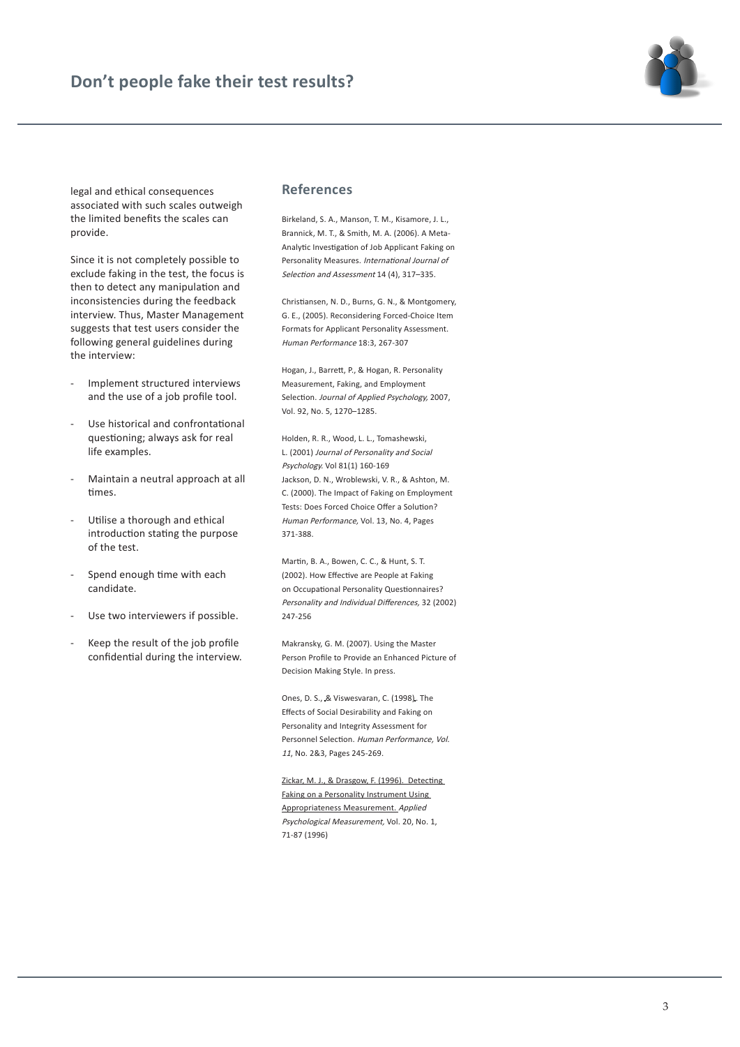legal and ethical consequences associated with such scales outweigh the limited benefits the scales can provide.

Since it is not completely possible to exclude faking in the test, the focus is then to detect any manipulation and inconsistencies during the feedback interview. Thus, Master Management suggests that test users consider the following general guidelines during the interview:

- Implement structured interviews and the use of a job profile tool.
- Use historical and confrontational questioning; always ask for real life examples.
- Maintain a neutral approach at all times.
- Utilise a thorough and ethical introduction stating the purpose of the test.
- Spend enough time with each candidate.
- Use two interviewers if possible.
- Keep the result of the job profile confidential during the interview.

## References

Birkeland, S. A., Manson, T. M., Kisamore, J. L., Brannick, M. T., & Smith, M. A. (2006). A Meta-Analytic Investigation of Job Applicant Faking on Personality Measures. *International Journal of Selection and Assessment* 14 (4), 317–335.

Christiansen, N. D., Burns, G. N., & Montgomery, G. E., (2005). Reconsidering Forced-Choice Item Formats for Applicant Personality Assessment. *Human Performance* 18:3, 267-307

Hogan, J., Barrett, P., & Hogan, R. Personality Measurement, Faking, and Employment Selection. *Journal of Applied Psychology,* 2007, Vol. 92, No. 5, 1270–1285.

Holden, R. R., Wood, L. L., Tomashewski, L. (2001) *Journal of Personality and Social Psychology.* Vol 81(1) 160-169

Jackson, D. N., Wroblewski, V. R., & Ashton, M. C. (2000). The Impact of Faking on Employment Tests: Does Forced Choice Offer a Solution? *Human Performance,* Vol. 13, No. 4, Pages 371-388.

Martin, B. A., Bowen, C. C., & Hunt, S. T. (2002). How Effective are People at Faking on Occupational Personality Questionnaires? *Personality and Individual Differences,* 32 (2002) 247-256

Makransky, G. M. (2007). Using the Master Person Profile to Provide an Enhanced Picture of Decision Making Style. In press.

Ones, D. S., & Viswesvaran, C. (1998). The Effects of Social Desirability and Faking on Personality and Integrity Assessment for Personnel Selection. *Human Performance, Vol. 11*, No. 2&3, Pages 245-269.

Zickar, M. J., & Drasgow, F. (1996). Detecting Faking on a Personality Instrument Using Appropriateness Measurement. *Applied Psychological Measurement,* Vol. 20, No. 1, 71-87 (1996)